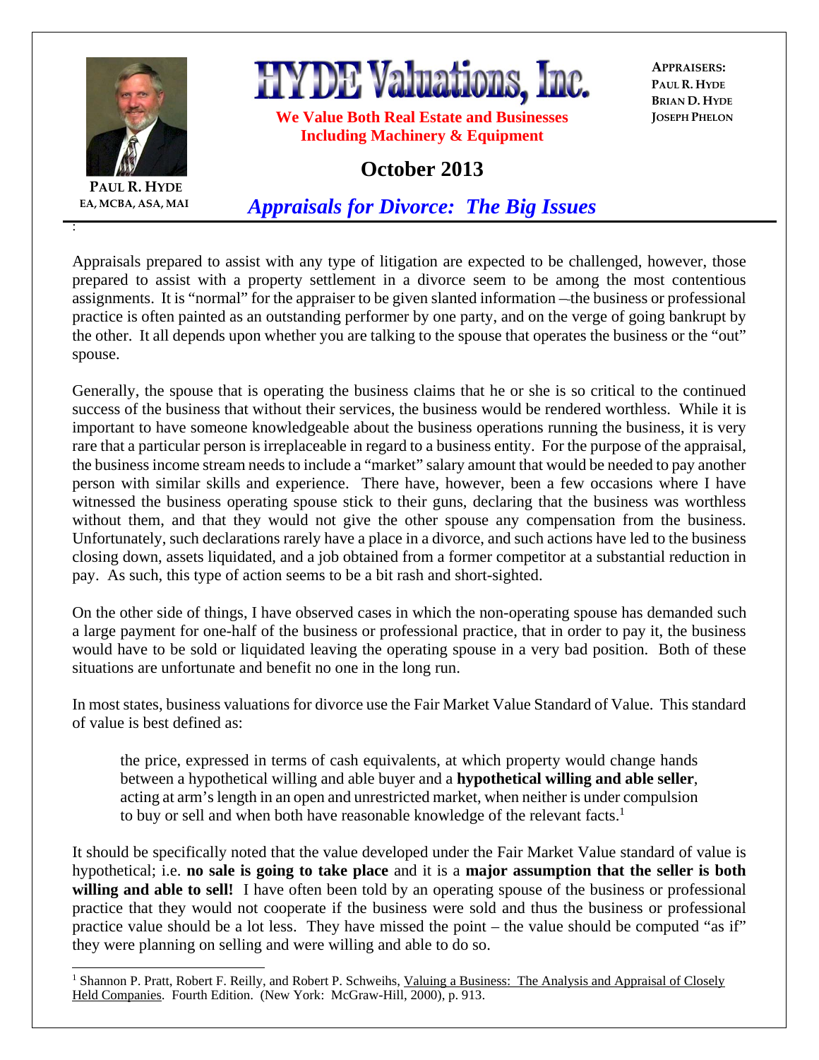# HYDE Valuations, Inc.

**We Value Both Real Estate and Businesses Including Machinery & Equipment**

**APPRAISERS:**
**PAUL R. HYDE**
**BRIAN D. HYDE**
**JOSEPH PHELON**

**PAUL R. HYDE**
**EA, MCBA, ASA, MAI**

## October 2013

## *Appraisals for Divorce: The Big Issues*

Appraisals prepared to assist with any type of litigation are expected to be challenged, however, those prepared to assist with a property settlement in a divorce seem to be among the most contentious assignments. It is "normal" for the appraiser to be given slanted information –the business or professional practice is often painted as an outstanding performer by one party, and on the verge of going bankrupt by the other. It all depends upon whether you are talking to the spouse that operates the business or the "out" spouse.

Generally, the spouse that is operating the business claims that he or she is so critical to the continued success of the business that without their services, the business would be rendered worthless. While it is important to have someone knowledgeable about the business operations running the business, it is very rare that a particular person is irreplaceable in regard to a business entity. For the purpose of the appraisal, the business income stream needs to include a "market" salary amount that would be needed to pay another person with similar skills and experience. There have, however, been a few occasions where I have witnessed the business operating spouse stick to their guns, declaring that the business was worthless without them, and that they would not give the other spouse any compensation from the business. Unfortunately, such declarations rarely have a place in a divorce, and such actions have led to the business closing down, assets liquidated, and a job obtained from a former competitor at a substantial reduction in pay. As such, this type of action seems to be a bit rash and short-sighted.

On the other side of things, I have observed cases in which the non-operating spouse has demanded such a large payment for one-half of the business or professional practice, that in order to pay it, the business would have to be sold or liquidated leaving the operating spouse in a very bad position. Both of these situations are unfortunate and benefit no one in the long run.

In most states, business valuations for divorce use the Fair Market Value Standard of Value. This standard of value is best defined as:

> the price, expressed in terms of cash equivalents, at which property would change hands between a hypothetical willing and able buyer and a **hypothetical willing and able seller**, acting at arm's length in an open and unrestricted market, when neither is under compulsion to buy or sell and when both have reasonable knowledge of the relevant facts.[1]

It should be specifically noted that the value developed under the Fair Market Value standard of value is hypothetical; i.e. **no sale is going to take place** and it is a **major assumption that the seller is both willing and able to sell!** I have often been told by an operating spouse of the business or professional practice that they would not cooperate if the business were sold and thus the business or professional practice value should be a lot less. They have missed the point – the value should be computed "as if" they were planning on selling and were willing and able to do so.

---

[1] Shannon P. Pratt, Robert F. Reilly, and Robert P. Schweihs, Valuing a Business: The Analysis and Appraisal of Closely Held Companies. Fourth Edition. (New York: McGraw-Hill, 2000), p. 913.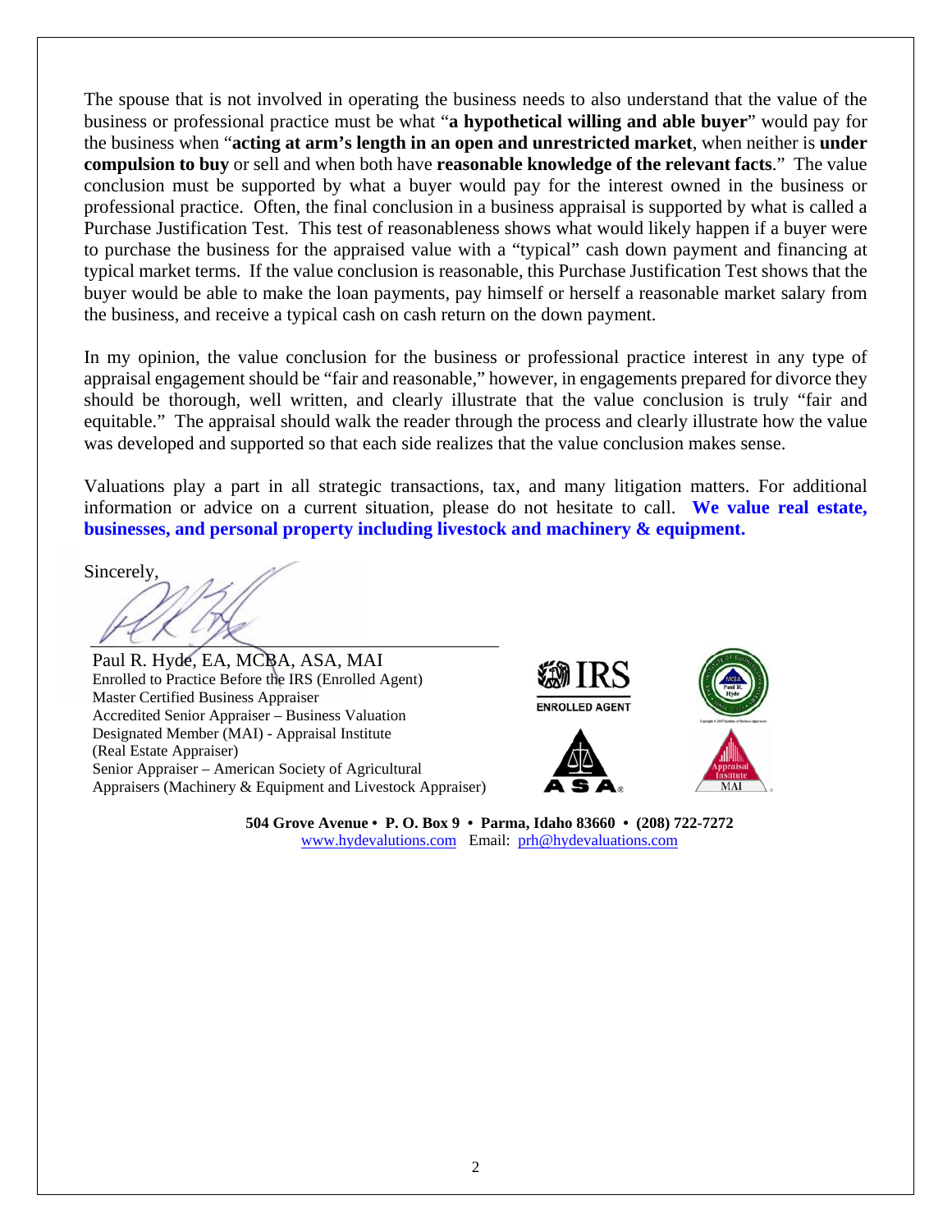The spouse that is not involved in operating the business needs to also understand that the value of the business or professional practice must be what "**a hypothetical willing and able buyer**" would pay for the business when "**acting at arm's length in an open and unrestricted market**, when neither is **under compulsion to buy** or sell and when both have **reasonable knowledge of the relevant facts**." The value conclusion must be supported by what a buyer would pay for the interest owned in the business or professional practice. Often, the final conclusion in a business appraisal is supported by what is called a Purchase Justification Test. This test of reasonableness shows what would likely happen if a buyer were to purchase the business for the appraised value with a "typical" cash down payment and financing at typical market terms. If the value conclusion is reasonable, this Purchase Justification Test shows that the buyer would be able to make the loan payments, pay himself or herself a reasonable market salary from the business, and receive a typical cash on cash return on the down payment.

In my opinion, the value conclusion for the business or professional practice interest in any type of appraisal engagement should be "fair and reasonable," however, in engagements prepared for divorce they should be thorough, well written, and clearly illustrate that the value conclusion is truly "fair and equitable." The appraisal should walk the reader through the process and clearly illustrate how the value was developed and supported so that each side realizes that the value conclusion makes sense.

Valuations play a part in all strategic transactions, tax, and many litigation matters. For additional information or advice on a current situation, please do not hesitate to call. **We value real estate, businesses, and personal property including livestock and machinery & equipment.**

Sincerely,

Paul R. Hyde, EA, MCBA, ASA, MAI
Enrolled to Practice Before the IRS (Enrolled Agent)
Master Certified Business Appraiser
Accredited Senior Appraiser – Business Valuation
Designated Member (MAI) - Appraisal Institute
(Real Estate Appraiser)
Senior Appraiser – American Society of Agricultural
Appraisers (Machinery & Equipment and Livestock Appraiser)

IRS ENROLLED AGENT

ASA

Appraisal Institute MAI

**504 Grove Avenue • P. O. Box 9 • Parma, Idaho 83660 • (208) 722-7272**
www.hydevalutions.com Email: prh@hydevaluations.com